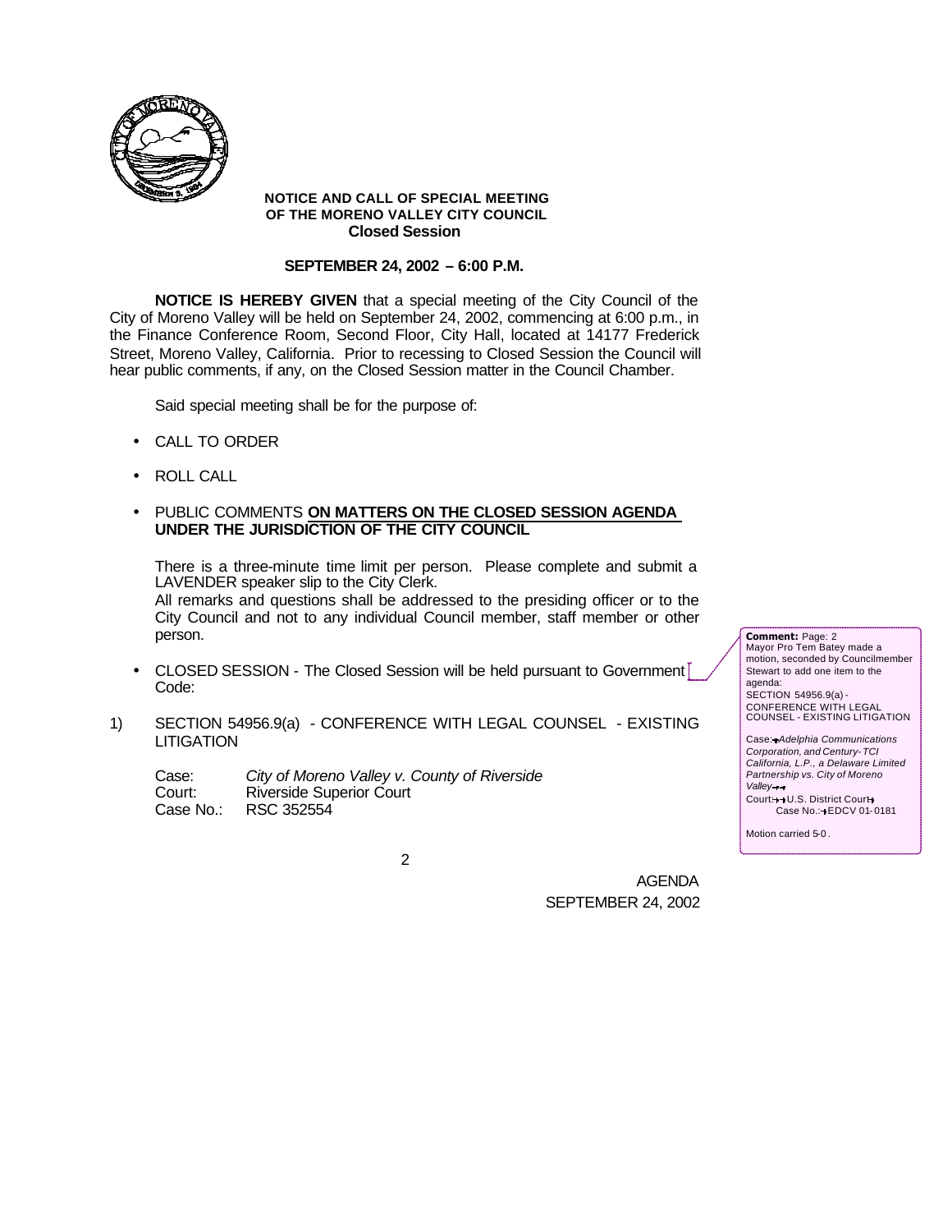**NOTICE AND CALL OF SPECIAL MEETING**
**OF THE MORENO VALLEY CITY COUNCIL**
**Closed Session**

**SEPTEMBER 24, 2002 – 6:00 P.M.**

**NOTICE IS HEREBY GIVEN** that a special meeting of the City Council of the City of Moreno Valley will be held on September 24, 2002, commencing at 6:00 p.m., in the Finance Conference Room, Second Floor, City Hall, located at 14177 Frederick Street, Moreno Valley, California. Prior to recessing to Closed Session the Council will hear public comments, if any, on the Closed Session matter in the Council Chamber.

Said special meeting shall be for the purpose of:

- CALL TO ORDER
- ROLL CALL
- PUBLIC COMMENTS **ON MATTERS ON THE CLOSED SESSION AGENDA UNDER THE JURISDICTION OF THE CITY COUNCIL**

  There is a three-minute time limit per person. Please complete and submit a LAVENDER speaker slip to the City Clerk.
  All remarks and questions shall be addressed to the presiding officer or to the City Council and not to any individual Council member, staff member or other person.

- CLOSED SESSION - The Closed Session will be held pursuant to Government Code:

1) SECTION 54956.9(a) - CONFERENCE WITH LEGAL COUNSEL - EXISTING LITIGATION

   Case: *City of Moreno Valley v. County of Riverside*
   Court: Riverside Superior Court
   Case No.: RSC 352554

**Comment:** Page: 2
Mayor Pro Tem Batey made a motion, seconded by Councilmember Stewart to add one item to the agenda:
SECTION 54956.9(a) - CONFERENCE WITH LEGAL COUNSEL - EXISTING LITIGATION

Case: *Adelphia Communications Corporation, and Century-TCI California, L.P., a Delaware Limited Partnership vs. City of Moreno Valley*
Court: U.S. District Court
Case No.: EDCV 01-0181

Motion carried 5-0.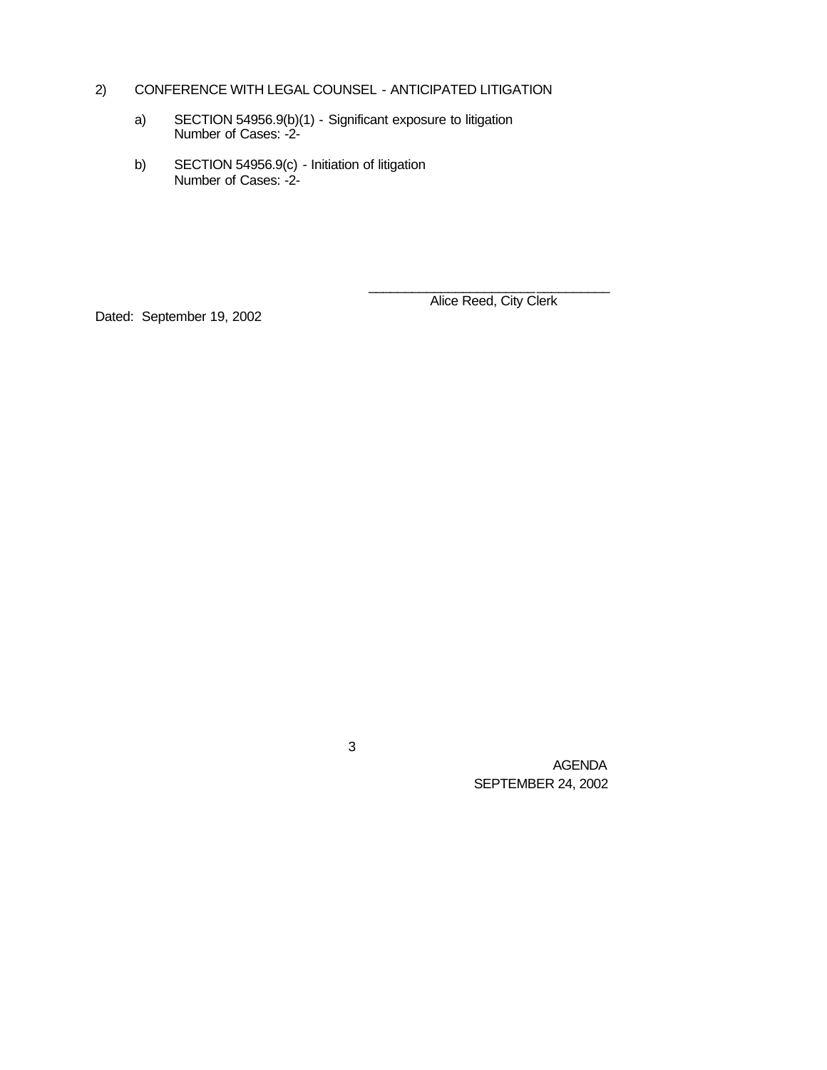2) CONFERENCE WITH LEGAL COUNSEL - ANTICIPATED LITIGATION

   a) SECTION 54956.9(b)(1) - Significant exposure to litigation
      Number of Cases: -2-

   b) SECTION 54956.9(c) - Initiation of litigation
      Number of Cases: -2-

\_\_\_\_\_\_\_\_\_\_\_\_\_\_\_\_\_\_\_\_\_\_\_\_\_\_\_\_\_\_\_\_\_

Alice Reed, City Clerk

Dated: September 19, 2002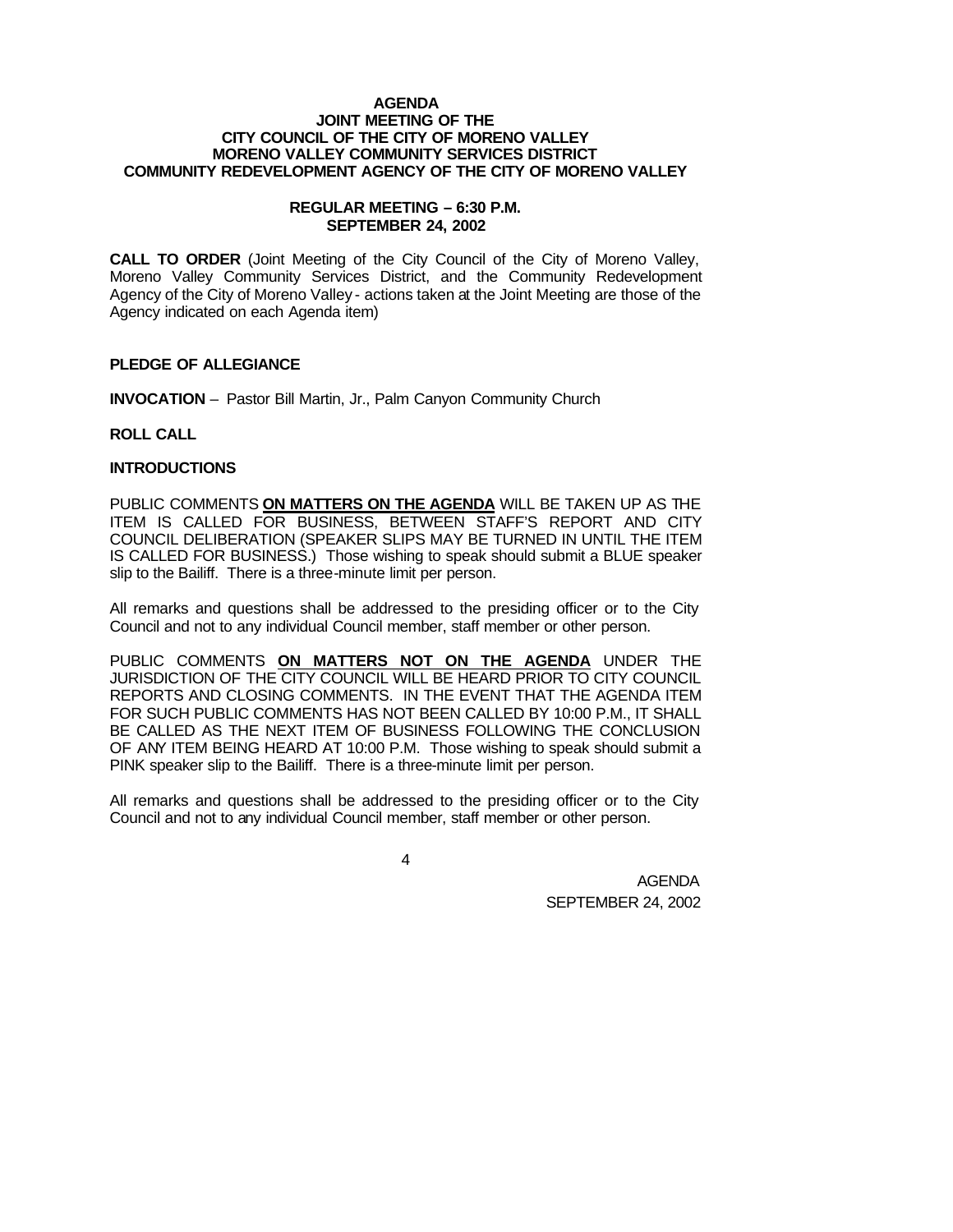**AGENDA**
**JOINT MEETING OF THE**
**CITY COUNCIL OF THE CITY OF MORENO VALLEY**
**MORENO VALLEY COMMUNITY SERVICES DISTRICT**
**COMMUNITY REDEVELOPMENT AGENCY OF THE CITY OF MORENO VALLEY**

**REGULAR MEETING – 6:30 P.M.**
**SEPTEMBER 24, 2002**

**CALL TO ORDER** (Joint Meeting of the City Council of the City of Moreno Valley, Moreno Valley Community Services District, and the Community Redevelopment Agency of the City of Moreno Valley - actions taken at the Joint Meeting are those of the Agency indicated on each Agenda item)

**PLEDGE OF ALLEGIANCE**

**INVOCATION** – Pastor Bill Martin, Jr., Palm Canyon Community Church

**ROLL CALL**

**INTRODUCTIONS**

PUBLIC COMMENTS **ON MATTERS ON THE AGENDA** WILL BE TAKEN UP AS THE ITEM IS CALLED FOR BUSINESS, BETWEEN STAFF'S REPORT AND CITY COUNCIL DELIBERATION (SPEAKER SLIPS MAY BE TURNED IN UNTIL THE ITEM IS CALLED FOR BUSINESS.) Those wishing to speak should submit a BLUE speaker slip to the Bailiff. There is a three-minute limit per person.

All remarks and questions shall be addressed to the presiding officer or to the City Council and not to any individual Council member, staff member or other person.

PUBLIC COMMENTS **ON MATTERS NOT ON THE AGENDA** UNDER THE JURISDICTION OF THE CITY COUNCIL WILL BE HEARD PRIOR TO CITY COUNCIL REPORTS AND CLOSING COMMENTS. IN THE EVENT THAT THE AGENDA ITEM FOR SUCH PUBLIC COMMENTS HAS NOT BEEN CALLED BY 10:00 P.M., IT SHALL BE CALLED AS THE NEXT ITEM OF BUSINESS FOLLOWING THE CONCLUSION OF ANY ITEM BEING HEARD AT 10:00 P.M. Those wishing to speak should submit a PINK speaker slip to the Bailiff. There is a three-minute limit per person.

All remarks and questions shall be addressed to the presiding officer or to the City Council and not to any individual Council member, staff member or other person.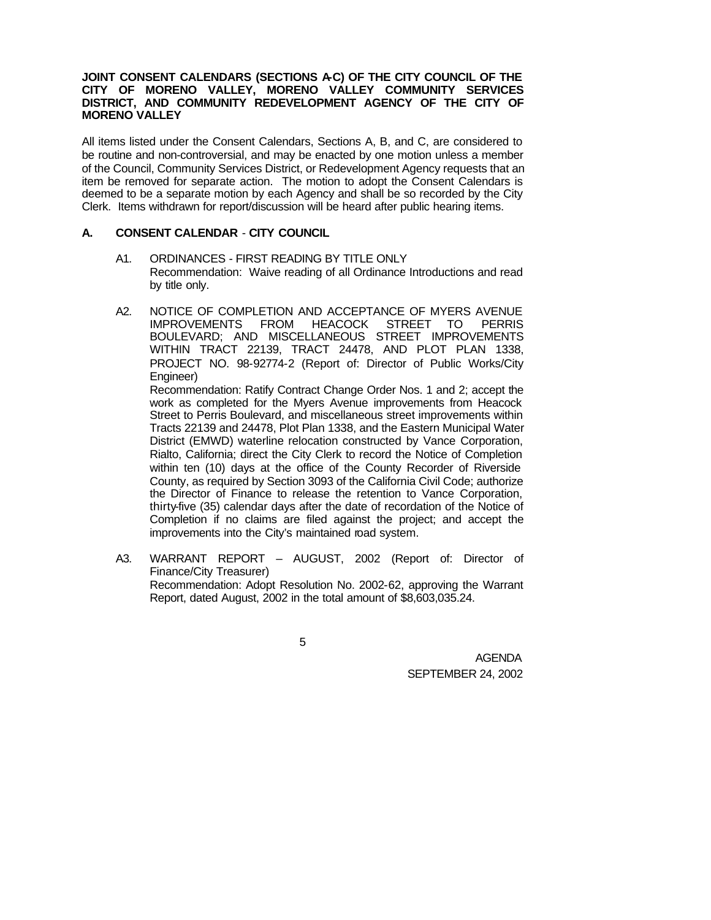**JOINT CONSENT CALENDARS (SECTIONS A-C) OF THE CITY COUNCIL OF THE CITY OF MORENO VALLEY, MORENO VALLEY COMMUNITY SERVICES DISTRICT, AND COMMUNITY REDEVELOPMENT AGENCY OF THE CITY OF MORENO VALLEY**

All items listed under the Consent Calendars, Sections A, B, and C, are considered to be routine and non-controversial, and may be enacted by one motion unless a member of the Council, Community Services District, or Redevelopment Agency requests that an item be removed for separate action. The motion to adopt the Consent Calendars is deemed to be a separate motion by each Agency and shall be so recorded by the City Clerk. Items withdrawn for report/discussion will be heard after public hearing items.

## A. CONSENT CALENDAR - CITY COUNCIL

A1. ORDINANCES - FIRST READING BY TITLE ONLY
Recommendation: Waive reading of all Ordinance Introductions and read by title only.

A2. NOTICE OF COMPLETION AND ACCEPTANCE OF MYERS AVENUE IMPROVEMENTS FROM HEACOCK STREET TO PERRIS BOULEVARD; AND MISCELLANEOUS STREET IMPROVEMENTS WITHIN TRACT 22139, TRACT 24478, AND PLOT PLAN 1338, PROJECT NO. 98-92774-2 (Report of: Director of Public Works/City Engineer)
Recommendation: Ratify Contract Change Order Nos. 1 and 2; accept the work as completed for the Myers Avenue improvements from Heacock Street to Perris Boulevard, and miscellaneous street improvements within Tracts 22139 and 24478, Plot Plan 1338, and the Eastern Municipal Water District (EMWD) waterline relocation constructed by Vance Corporation, Rialto, California; direct the City Clerk to record the Notice of Completion within ten (10) days at the office of the County Recorder of Riverside County, as required by Section 3093 of the California Civil Code; authorize the Director of Finance to release the retention to Vance Corporation, thirty-five (35) calendar days after the date of recordation of the Notice of Completion if no claims are filed against the project; and accept the improvements into the City's maintained road system.

A3. WARRANT REPORT – AUGUST, 2002 (Report of: Director of Finance/City Treasurer)
Recommendation: Adopt Resolution No. 2002-62, approving the Warrant Report, dated August, 2002 in the total amount of $8,603,035.24.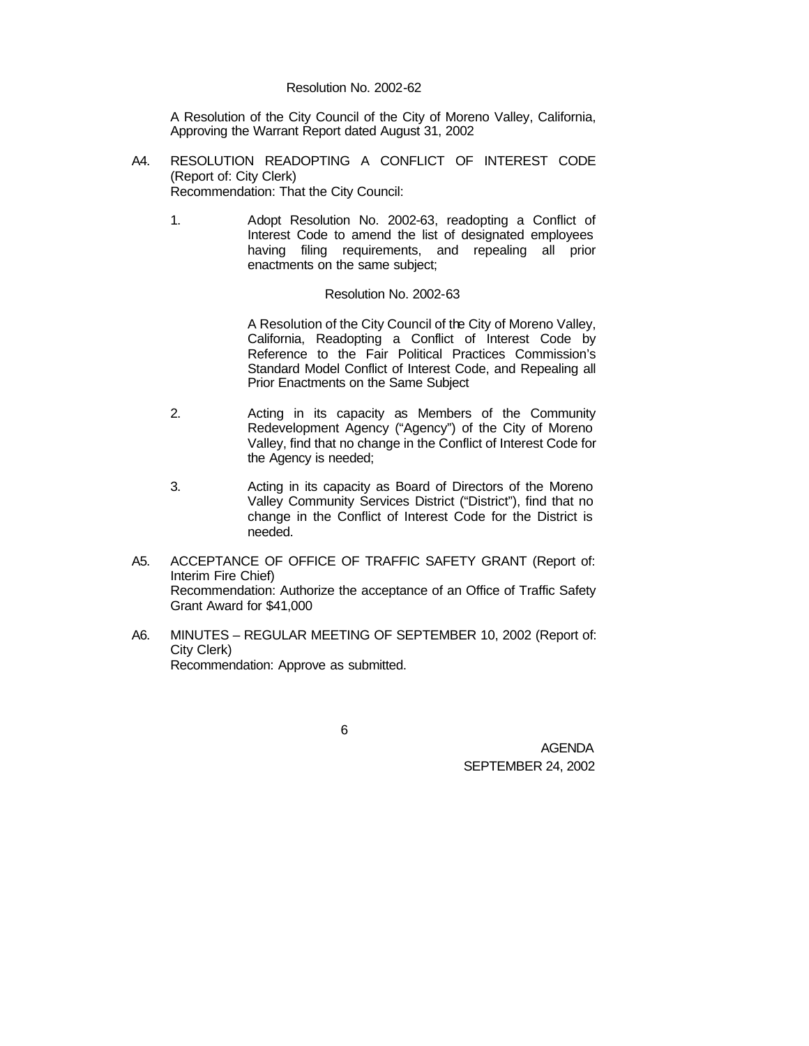Resolution No. 2002-62

A Resolution of the City Council of the City of Moreno Valley, California, Approving the Warrant Report dated August 31, 2002

A4. RESOLUTION READOPTING A CONFLICT OF INTEREST CODE (Report of: City Clerk)
Recommendation: That the City Council:

1. Adopt Resolution No. 2002-63, readopting a Conflict of Interest Code to amend the list of designated employees having filing requirements, and repealing all prior enactments on the same subject;

   Resolution No. 2002-63

   A Resolution of the City Council of the City of Moreno Valley, California, Readopting a Conflict of Interest Code by Reference to the Fair Political Practices Commission's Standard Model Conflict of Interest Code, and Repealing all Prior Enactments on the Same Subject

2. Acting in its capacity as Members of the Community Redevelopment Agency ("Agency") of the City of Moreno Valley, find that no change in the Conflict of Interest Code for the Agency is needed;

3. Acting in its capacity as Board of Directors of the Moreno Valley Community Services District ("District"), find that no change in the Conflict of Interest Code for the District is needed.

A5. ACCEPTANCE OF OFFICE OF TRAFFIC SAFETY GRANT (Report of: Interim Fire Chief)
Recommendation: Authorize the acceptance of an Office of Traffic Safety Grant Award for $41,000

A6. MINUTES – REGULAR MEETING OF SEPTEMBER 10, 2002 (Report of: City Clerk)
Recommendation: Approve as submitted.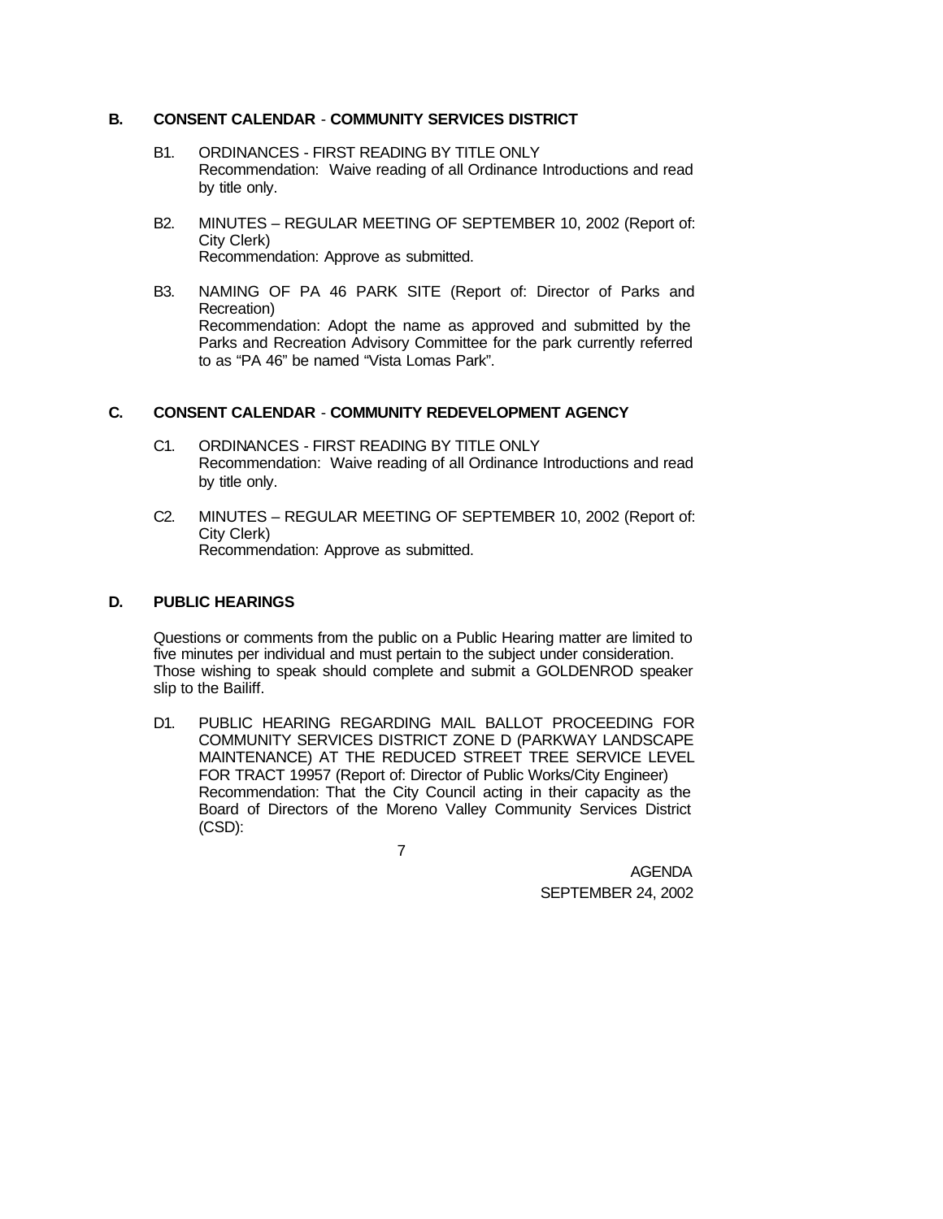## B. CONSENT CALENDAR - COMMUNITY SERVICES DISTRICT

B1. ORDINANCES - FIRST READING BY TITLE ONLY
Recommendation: Waive reading of all Ordinance Introductions and read by title only.

B2. MINUTES – REGULAR MEETING OF SEPTEMBER 10, 2002 (Report of: City Clerk)
Recommendation: Approve as submitted.

B3. NAMING OF PA 46 PARK SITE (Report of: Director of Parks and Recreation)
Recommendation: Adopt the name as approved and submitted by the Parks and Recreation Advisory Committee for the park currently referred to as "PA 46" be named "Vista Lomas Park".

## C. CONSENT CALENDAR - COMMUNITY REDEVELOPMENT AGENCY

C1. ORDINANCES - FIRST READING BY TITLE ONLY
Recommendation: Waive reading of all Ordinance Introductions and read by title only.

C2. MINUTES – REGULAR MEETING OF SEPTEMBER 10, 2002 (Report of: City Clerk)
Recommendation: Approve as submitted.

## D. PUBLIC HEARINGS

Questions or comments from the public on a Public Hearing matter are limited to five minutes per individual and must pertain to the subject under consideration. Those wishing to speak should complete and submit a GOLDENROD speaker slip to the Bailiff.

D1. PUBLIC HEARING REGARDING MAIL BALLOT PROCEEDING FOR COMMUNITY SERVICES DISTRICT ZONE D (PARKWAY LANDSCAPE MAINTENANCE) AT THE REDUCED STREET TREE SERVICE LEVEL FOR TRACT 19957 (Report of: Director of Public Works/City Engineer)
Recommendation: That the City Council acting in their capacity as the Board of Directors of the Moreno Valley Community Services District (CSD):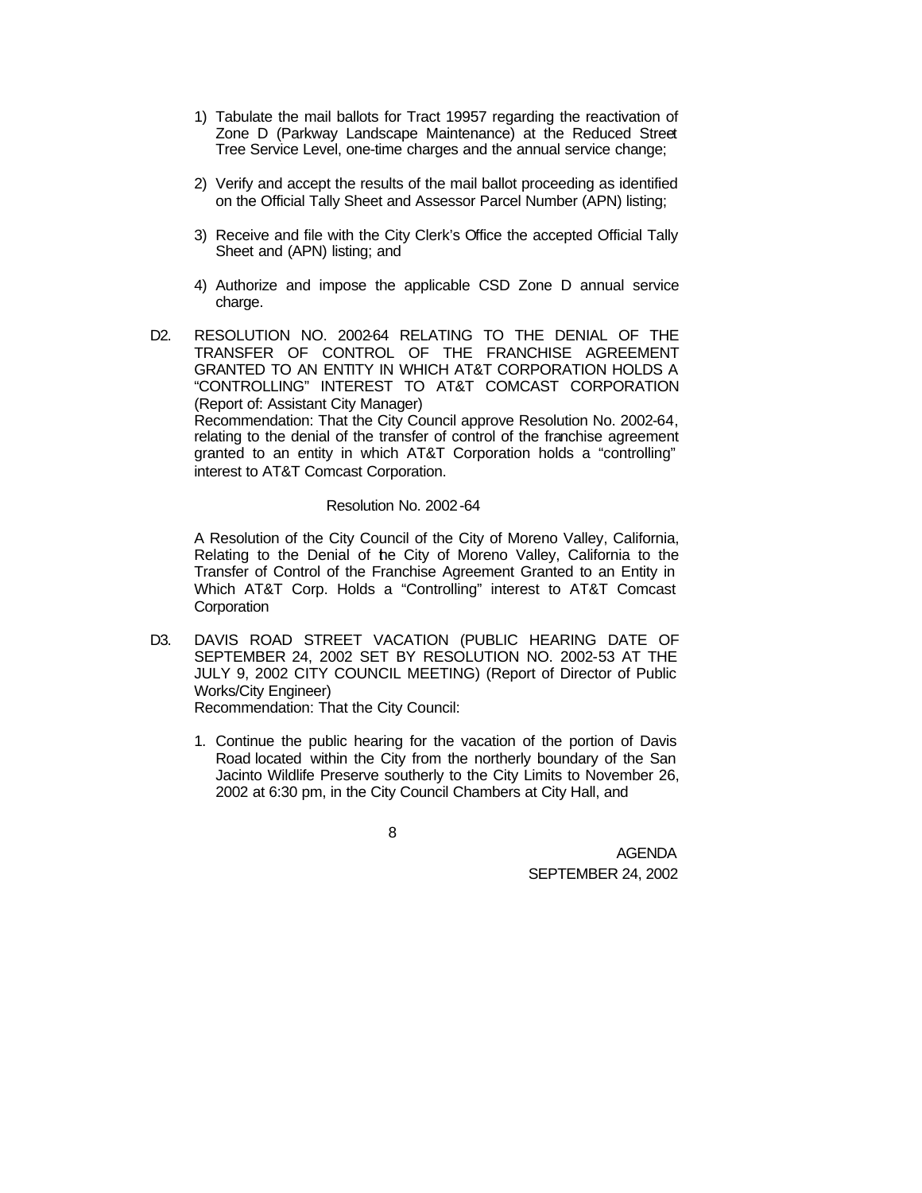1) Tabulate the mail ballots for Tract 19957 regarding the reactivation of Zone D (Parkway Landscape Maintenance) at the Reduced Street Tree Service Level, one-time charges and the annual service change;

2) Verify and accept the results of the mail ballot proceeding as identified on the Official Tally Sheet and Assessor Parcel Number (APN) listing;

3) Receive and file with the City Clerk's Office the accepted Official Tally Sheet and (APN) listing; and

4) Authorize and impose the applicable CSD Zone D annual service charge.

D2. RESOLUTION NO. 2002-64 RELATING TO THE DENIAL OF THE TRANSFER OF CONTROL OF THE FRANCHISE AGREEMENT GRANTED TO AN ENTITY IN WHICH AT&T CORPORATION HOLDS A "CONTROLLING" INTEREST TO AT&T COMCAST CORPORATION (Report of: Assistant City Manager)
Recommendation: That the City Council approve Resolution No. 2002-64, relating to the denial of the transfer of control of the franchise agreement granted to an entity in which AT&T Corporation holds a "controlling" interest to AT&T Comcast Corporation.

Resolution No. 2002-64

A Resolution of the City Council of the City of Moreno Valley, California, Relating to the Denial of the City of Moreno Valley, California to the Transfer of Control of the Franchise Agreement Granted to an Entity in Which AT&T Corp. Holds a "Controlling" interest to AT&T Comcast Corporation

D3. DAVIS ROAD STREET VACATION (PUBLIC HEARING DATE OF SEPTEMBER 24, 2002 SET BY RESOLUTION NO. 2002-53 AT THE JULY 9, 2002 CITY COUNCIL MEETING) (Report of Director of Public Works/City Engineer)
Recommendation: That the City Council:

1. Continue the public hearing for the vacation of the portion of Davis Road located within the City from the northerly boundary of the San Jacinto Wildlife Preserve southerly to the City Limits to November 26, 2002 at 6:30 pm, in the City Council Chambers at City Hall, and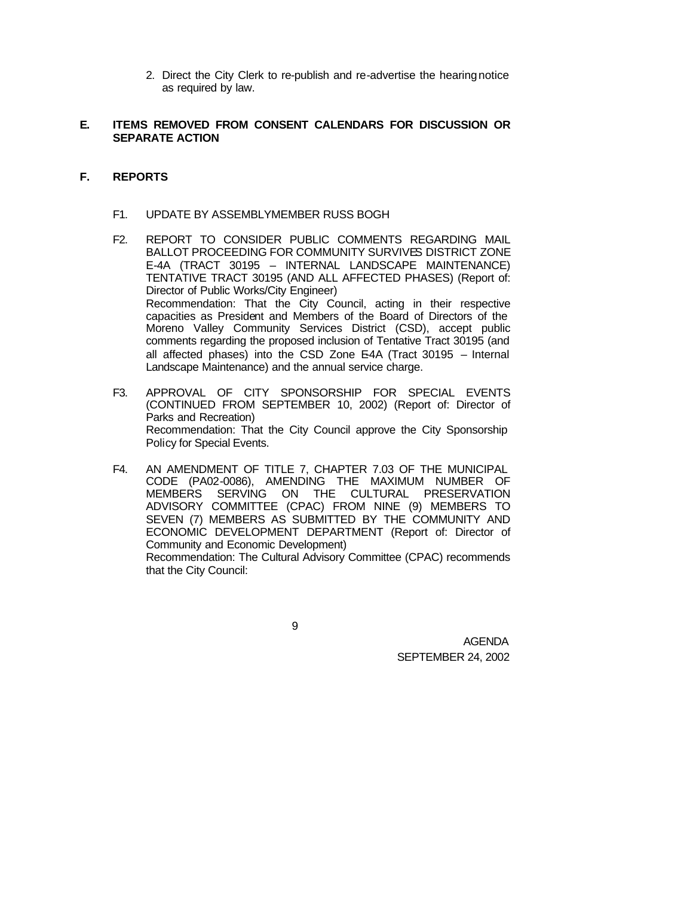2. Direct the City Clerk to re-publish and re-advertise the hearing notice as required by law.

## E. ITEMS REMOVED FROM CONSENT CALENDARS FOR DISCUSSION OR SEPARATE ACTION

## F. REPORTS

F1. UPDATE BY ASSEMBLYMEMBER RUSS BOGH

F2. REPORT TO CONSIDER PUBLIC COMMENTS REGARDING MAIL BALLOT PROCEEDING FOR COMMUNITY SURVIVES DISTRICT ZONE E-4A (TRACT 30195 – INTERNAL LANDSCAPE MAINTENANCE) TENTATIVE TRACT 30195 (AND ALL AFFECTED PHASES) (Report of: Director of Public Works/City Engineer)
Recommendation: That the City Council, acting in their respective capacities as President and Members of the Board of Directors of the Moreno Valley Community Services District (CSD), accept public comments regarding the proposed inclusion of Tentative Tract 30195 (and all affected phases) into the CSD Zone E-4A (Tract 30195 – Internal Landscape Maintenance) and the annual service charge.

F3. APPROVAL OF CITY SPONSORSHIP FOR SPECIAL EVENTS (CONTINUED FROM SEPTEMBER 10, 2002) (Report of: Director of Parks and Recreation)
Recommendation: That the City Council approve the City Sponsorship Policy for Special Events.

F4. AN AMENDMENT OF TITLE 7, CHAPTER 7.03 OF THE MUNICIPAL CODE (PA02-0086), AMENDING THE MAXIMUM NUMBER OF MEMBERS SERVING ON THE CULTURAL PRESERVATION ADVISORY COMMITTEE (CPAC) FROM NINE (9) MEMBERS TO SEVEN (7) MEMBERS AS SUBMITTED BY THE COMMUNITY AND ECONOMIC DEVELOPMENT DEPARTMENT (Report of: Director of Community and Economic Development)
Recommendation: The Cultural Advisory Committee (CPAC) recommends that the City Council: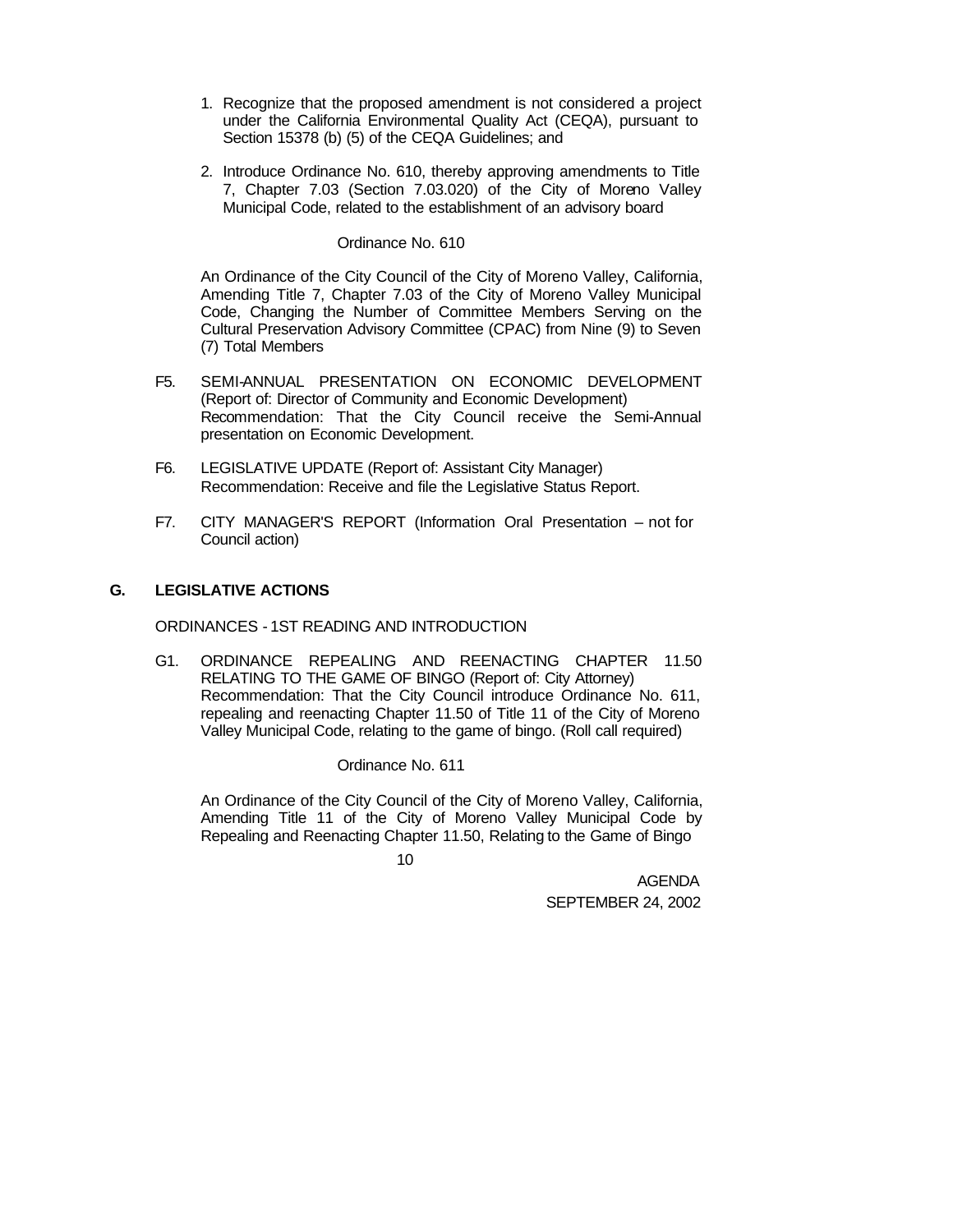1. Recognize that the proposed amendment is not considered a project under the California Environmental Quality Act (CEQA), pursuant to Section 15378 (b) (5) of the CEQA Guidelines; and

2. Introduce Ordinance No. 610, thereby approving amendments to Title 7, Chapter 7.03 (Section 7.03.020) of the City of Moreno Valley Municipal Code, related to the establishment of an advisory board

Ordinance No. 610

An Ordinance of the City Council of the City of Moreno Valley, California, Amending Title 7, Chapter 7.03 of the City of Moreno Valley Municipal Code, Changing the Number of Committee Members Serving on the Cultural Preservation Advisory Committee (CPAC) from Nine (9) to Seven (7) Total Members

F5. SEMI-ANNUAL PRESENTATION ON ECONOMIC DEVELOPMENT (Report of: Director of Community and Economic Development)
Recommendation: That the City Council receive the Semi-Annual presentation on Economic Development.

F6. LEGISLATIVE UPDATE (Report of: Assistant City Manager)
Recommendation: Receive and file the Legislative Status Report.

F7. CITY MANAGER'S REPORT (Information Oral Presentation – not for Council action)

## G. LEGISLATIVE ACTIONS

ORDINANCES - 1ST READING AND INTRODUCTION

G1. ORDINANCE REPEALING AND REENACTING CHAPTER 11.50 RELATING TO THE GAME OF BINGO (Report of: City Attorney)
Recommendation: That the City Council introduce Ordinance No. 611, repealing and reenacting Chapter 11.50 of Title 11 of the City of Moreno Valley Municipal Code, relating to the game of bingo. (Roll call required)

Ordinance No. 611

An Ordinance of the City Council of the City of Moreno Valley, California, Amending Title 11 of the City of Moreno Valley Municipal Code by Repealing and Reenacting Chapter 11.50, Relating to the Game of Bingo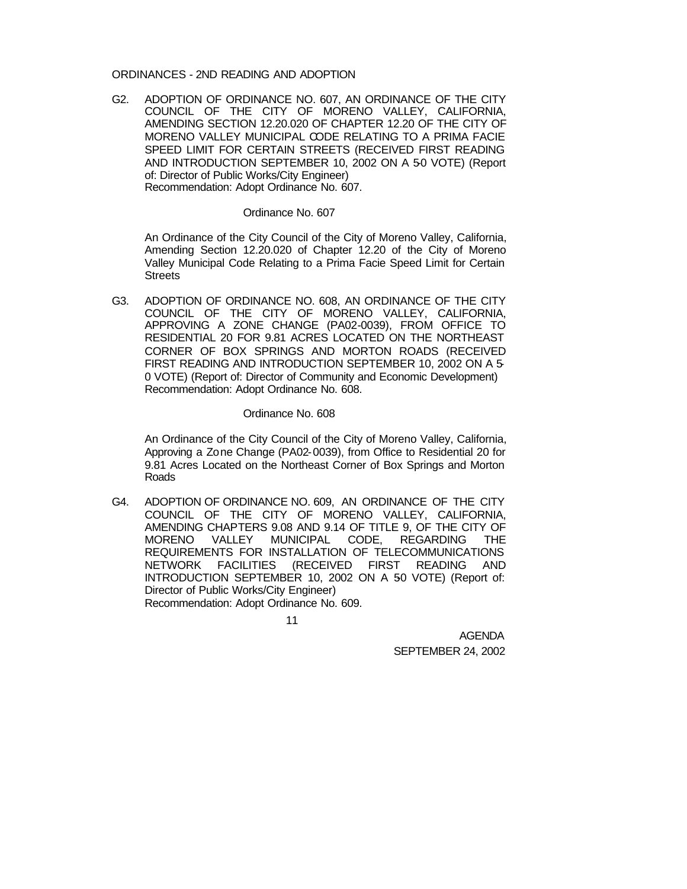ORDINANCES - 2ND READING AND ADOPTION

G2. ADOPTION OF ORDINANCE NO. 607, AN ORDINANCE OF THE CITY COUNCIL OF THE CITY OF MORENO VALLEY, CALIFORNIA, AMENDING SECTION 12.20.020 OF CHAPTER 12.20 OF THE CITY OF MORENO VALLEY MUNICIPAL CODE RELATING TO A PRIMA FACIE SPEED LIMIT FOR CERTAIN STREETS (RECEIVED FIRST READING AND INTRODUCTION SEPTEMBER 10, 2002 ON A 5-0 VOTE) (Report of: Director of Public Works/City Engineer)
Recommendation: Adopt Ordinance No. 607.

Ordinance No. 607

An Ordinance of the City Council of the City of Moreno Valley, California, Amending Section 12.20.020 of Chapter 12.20 of the City of Moreno Valley Municipal Code Relating to a Prima Facie Speed Limit for Certain Streets

G3. ADOPTION OF ORDINANCE NO. 608, AN ORDINANCE OF THE CITY COUNCIL OF THE CITY OF MORENO VALLEY, CALIFORNIA, APPROVING A ZONE CHANGE (PA02-0039), FROM OFFICE TO RESIDENTIAL 20 FOR 9.81 ACRES LOCATED ON THE NORTHEAST CORNER OF BOX SPRINGS AND MORTON ROADS (RECEIVED FIRST READING AND INTRODUCTION SEPTEMBER 10, 2002 ON A 5-0 VOTE) (Report of: Director of Community and Economic Development)
Recommendation: Adopt Ordinance No. 608.

Ordinance No. 608

An Ordinance of the City Council of the City of Moreno Valley, California, Approving a Zone Change (PA02-0039), from Office to Residential 20 for 9.81 Acres Located on the Northeast Corner of Box Springs and Morton Roads

G4. ADOPTION OF ORDINANCE NO. 609, AN ORDINANCE OF THE CITY COUNCIL OF THE CITY OF MORENO VALLEY, CALIFORNIA, AMENDING CHAPTERS 9.08 AND 9.14 OF TITLE 9, OF THE CITY OF MORENO VALLEY MUNICIPAL CODE, REGARDING THE REQUIREMENTS FOR INSTALLATION OF TELECOMMUNICATIONS NETWORK FACILITIES (RECEIVED FIRST READING AND INTRODUCTION SEPTEMBER 10, 2002 ON A 5-0 VOTE) (Report of: Director of Public Works/City Engineer)
Recommendation: Adopt Ordinance No. 609.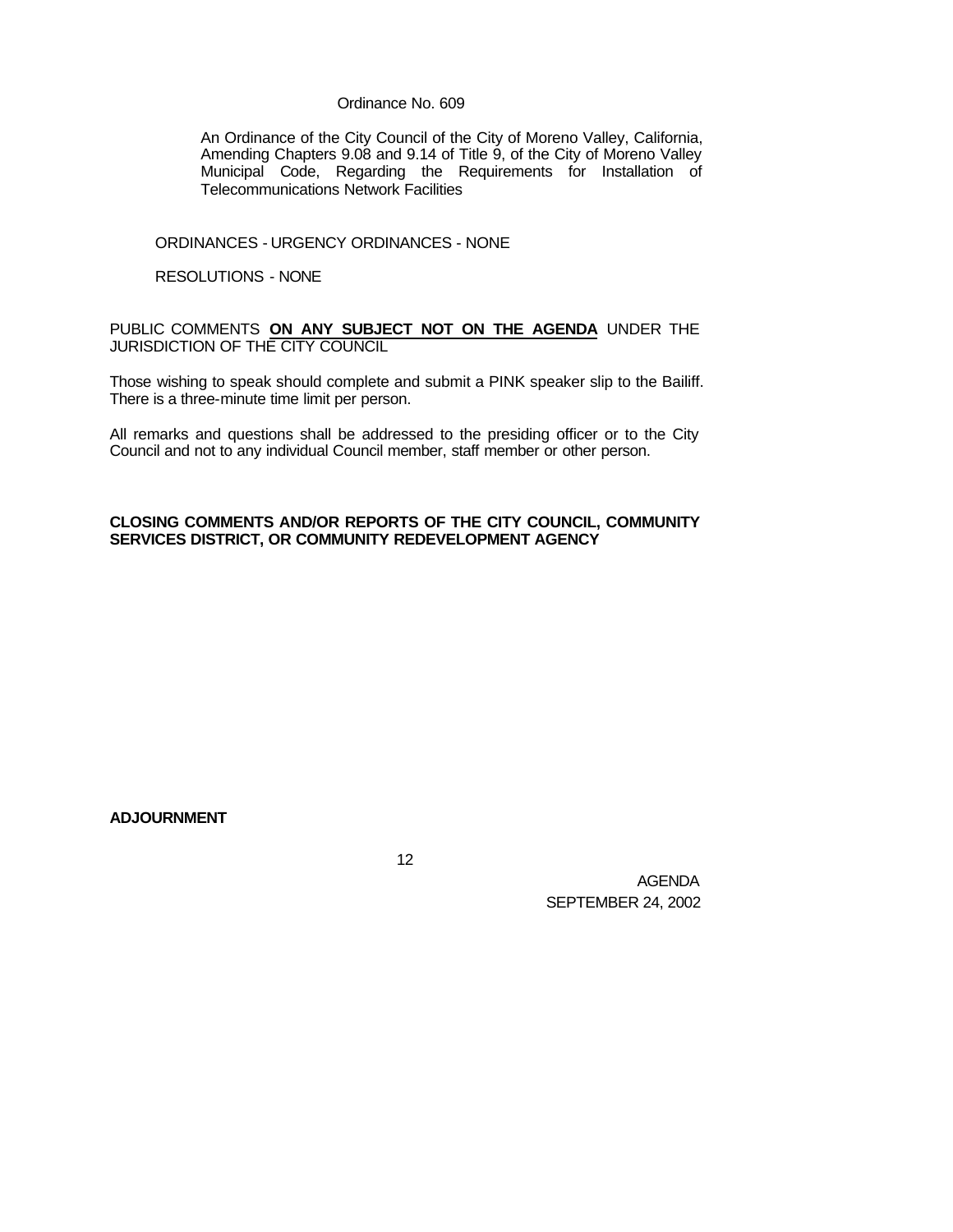Ordinance No. 609

An Ordinance of the City Council of the City of Moreno Valley, California, Amending Chapters 9.08 and 9.14 of Title 9, of the City of Moreno Valley Municipal Code, Regarding the Requirements for Installation of Telecommunications Network Facilities

ORDINANCES - URGENCY ORDINANCES - NONE

RESOLUTIONS - NONE

PUBLIC COMMENTS **ON ANY SUBJECT NOT ON THE AGENDA** UNDER THE JURISDICTION OF THE CITY COUNCIL

Those wishing to speak should complete and submit a PINK speaker slip to the Bailiff. There is a three-minute time limit per person.

All remarks and questions shall be addressed to the presiding officer or to the City Council and not to any individual Council member, staff member or other person.

**CLOSING COMMENTS AND/OR REPORTS OF THE CITY COUNCIL, COMMUNITY SERVICES DISTRICT, OR COMMUNITY REDEVELOPMENT AGENCY**

**ADJOURNMENT**